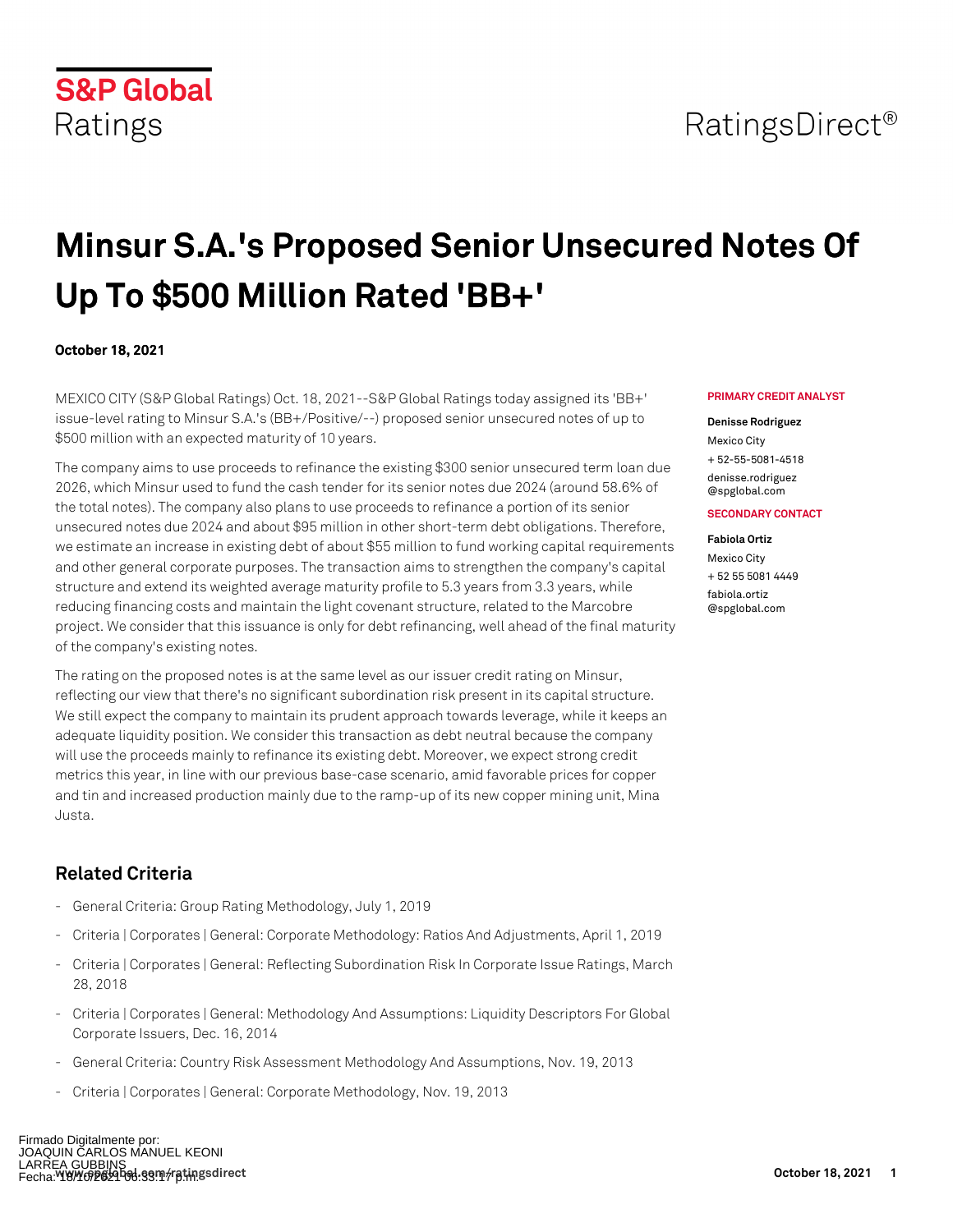S&P Global Ratings

RatingsDirect®

# Minsur S.A.'s Proposed Senior Unsecured Notes Of Up To $500 Million Rated 'BB+'

**October 18, 2021**

MEXICO CITY (S&P Global Ratings) Oct. 18, 2021--S&P Global Ratings today assigned its 'BB+' issue-level rating to Minsur S.A.'s (BB+/Positive/--) proposed senior unsecured notes of up to $500 million with an expected maturity of 10 years.

The company aims to use proceeds to refinance the existing $300 senior unsecured term loan due 2026, which Minsur used to fund the cash tender for its senior notes due 2024 (around 58.6% of the total notes). The company also plans to use proceeds to refinance a portion of its senior unsecured notes due 2024 and about $95 million in other short-term debt obligations. Therefore, we estimate an increase in existing debt of about $55 million to fund working capital requirements and other general corporate purposes. The transaction aims to strengthen the company's capital structure and extend its weighted average maturity profile to 5.3 years from 3.3 years, while reducing financing costs and maintain the light covenant structure, related to the Marcobre project. We consider that this issuance is only for debt refinancing, well ahead of the final maturity of the company's existing notes.

The rating on the proposed notes is at the same level as our issuer credit rating on Minsur, reflecting our view that there's no significant subordination risk present in its capital structure. We still expect the company to maintain its prudent approach towards leverage, while it keeps an adequate liquidity position. We consider this transaction as debt neutral because the company will use the proceeds mainly to refinance its existing debt. Moreover, we expect strong credit metrics this year, in line with our previous base-case scenario, amid favorable prices for copper and tin and increased production mainly due to the ramp-up of its new copper mining unit, Mina Justa.

**PRIMARY CREDIT ANALYST**

**Denisse Rodriguez**
Mexico City
+ 52-55-5081-4518
denisse.rodriguez@spglobal.com

**SECONDARY CONTACT**

**Fabiola Ortiz**
Mexico City
+ 52 55 5081 4449
fabiola.ortiz@spglobal.com

## Related Criteria

- General Criteria: Group Rating Methodology, July 1, 2019
- Criteria | Corporates | General: Corporate Methodology: Ratios And Adjustments, April 1, 2019
- Criteria | Corporates | General: Reflecting Subordination Risk In Corporate Issue Ratings, March 28, 2018
- Criteria | Corporates | General: Methodology And Assumptions: Liquidity Descriptors For Global Corporate Issuers, Dec. 16, 2014
- General Criteria: Country Risk Assessment Methodology And Assumptions, Nov. 19, 2013
- Criteria | Corporates | General: Corporate Methodology, Nov. 19, 2013

Firmado Digitalmente por:
JOAQUIN CARLOS MANUEL KEONI
LARREA GUBBINS
Fecha: 18/10/2021 06:33:17 p.m.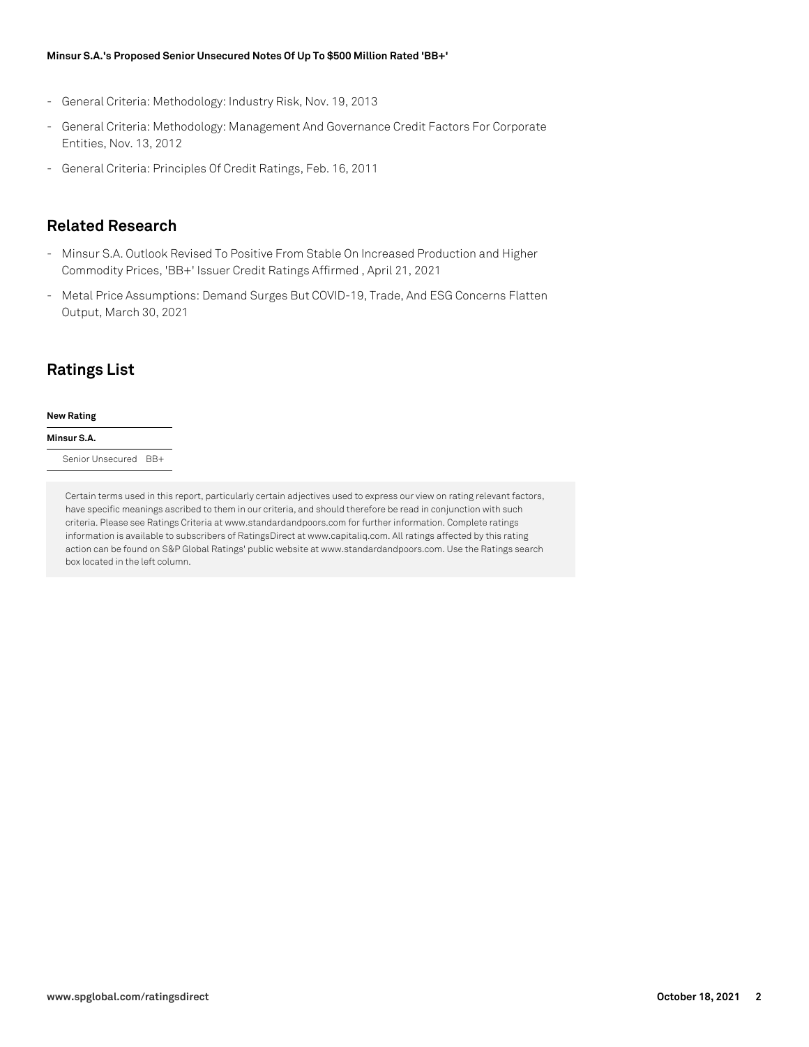- General Criteria: Methodology: Industry Risk, Nov. 19, 2013
- General Criteria: Methodology: Management And Governance Credit Factors For Corporate Entities, Nov. 13, 2012
- General Criteria: Principles Of Credit Ratings, Feb. 16, 2011

## Related Research

- Minsur S.A. Outlook Revised To Positive From Stable On Increased Production and Higher Commodity Prices, 'BB+' Issuer Credit Ratings Affirmed , April 21, 2021
- Metal Price Assumptions: Demand Surges But COVID-19, Trade, And ESG Concerns Flatten Output, March 30, 2021

## Ratings List

| **New Rating** | |
|---|---|
| **Minsur S.A.** | |
| Senior Unsecured | BB+ |

Certain terms used in this report, particularly certain adjectives used to express our view on rating relevant factors, have specific meanings ascribed to them in our criteria, and should therefore be read in conjunction with such criteria. Please see Ratings Criteria at www.standardandpoors.com for further information. Complete ratings information is available to subscribers of RatingsDirect at www.capitaliq.com. All ratings affected by this rating action can be found on S&P Global Ratings' public website at www.standardandpoors.com. Use the Ratings search box located in the left column.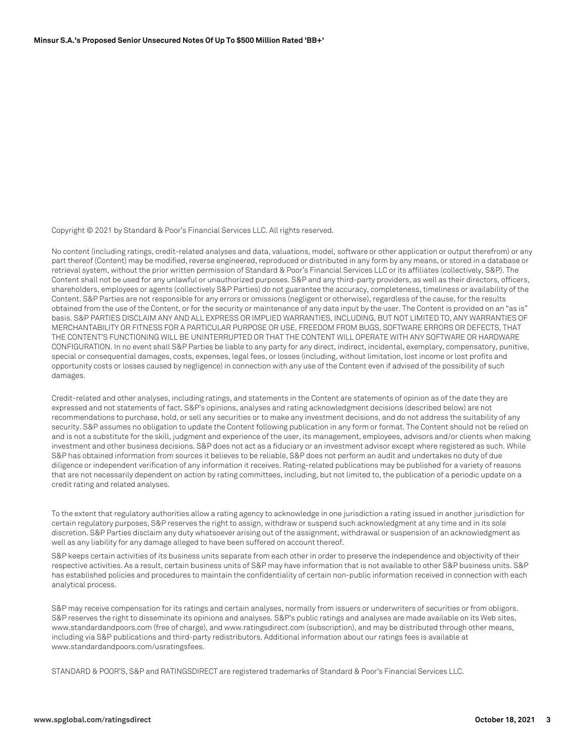Copyright © 2021 by Standard & Poor's Financial Services LLC. All rights reserved.

No content (including ratings, credit-related analyses and data, valuations, model, software or other application or output therefrom) or any part thereof (Content) may be modified, reverse engineered, reproduced or distributed in any form by any means, or stored in a database or retrieval system, without the prior written permission of Standard & Poor's Financial Services LLC or its affiliates (collectively, S&P). The Content shall not be used for any unlawful or unauthorized purposes. S&P and any third-party providers, as well as their directors, officers, shareholders, employees or agents (collectively S&P Parties) do not guarantee the accuracy, completeness, timeliness or availability of the Content. S&P Parties are not responsible for any errors or omissions (negligent or otherwise), regardless of the cause, for the results obtained from the use of the Content, or for the security or maintenance of any data input by the user. The Content is provided on an "as is" basis. S&P PARTIES DISCLAIM ANY AND ALL EXPRESS OR IMPLIED WARRANTIES, INCLUDING, BUT NOT LIMITED TO, ANY WARRANTIES OF MERCHANTABILITY OR FITNESS FOR A PARTICULAR PURPOSE OR USE, FREEDOM FROM BUGS, SOFTWARE ERRORS OR DEFECTS, THAT THE CONTENT'S FUNCTIONING WILL BE UNINTERRUPTED OR THAT THE CONTENT WILL OPERATE WITH ANY SOFTWARE OR HARDWARE CONFIGURATION. In no event shall S&P Parties be liable to any party for any direct, indirect, incidental, exemplary, compensatory, punitive, special or consequential damages, costs, expenses, legal fees, or losses (including, without limitation, lost income or lost profits and opportunity costs or losses caused by negligence) in connection with any use of the Content even if advised of the possibility of such damages.

Credit-related and other analyses, including ratings, and statements in the Content are statements of opinion as of the date they are expressed and not statements of fact. S&P's opinions, analyses and rating acknowledgment decisions (described below) are not recommendations to purchase, hold, or sell any securities or to make any investment decisions, and do not address the suitability of any security. S&P assumes no obligation to update the Content following publication in any form or format. The Content should not be relied on and is not a substitute for the skill, judgment and experience of the user, its management, employees, advisors and/or clients when making investment and other business decisions. S&P does not act as a fiduciary or an investment advisor except where registered as such. While S&P has obtained information from sources it believes to be reliable, S&P does not perform an audit and undertakes no duty of due diligence or independent verification of any information it receives. Rating-related publications may be published for a variety of reasons that are not necessarily dependent on action by rating committees, including, but not limited to, the publication of a periodic update on a credit rating and related analyses.

To the extent that regulatory authorities allow a rating agency to acknowledge in one jurisdiction a rating issued in another jurisdiction for certain regulatory purposes, S&P reserves the right to assign, withdraw or suspend such acknowledgment at any time and in its sole discretion. S&P Parties disclaim any duty whatsoever arising out of the assignment, withdrawal or suspension of an acknowledgment as well as any liability for any damage alleged to have been suffered on account thereof.

S&P keeps certain activities of its business units separate from each other in order to preserve the independence and objectivity of their respective activities. As a result, certain business units of S&P may have information that is not available to other S&P business units. S&P has established policies and procedures to maintain the confidentiality of certain non-public information received in connection with each analytical process.

S&P may receive compensation for its ratings and certain analyses, normally from issuers or underwriters of securities or from obligors. S&P reserves the right to disseminate its opinions and analyses. S&P's public ratings and analyses are made available on its Web sites, www.standardandpoors.com (free of charge), and www.ratingsdirect.com (subscription), and may be distributed through other means, including via S&P publications and third-party redistributors. Additional information about our ratings fees is available at www.standardandpoors.com/usratingsfees.

STANDARD & POOR'S, S&P and RATINGSDIRECT are registered trademarks of Standard & Poor's Financial Services LLC.